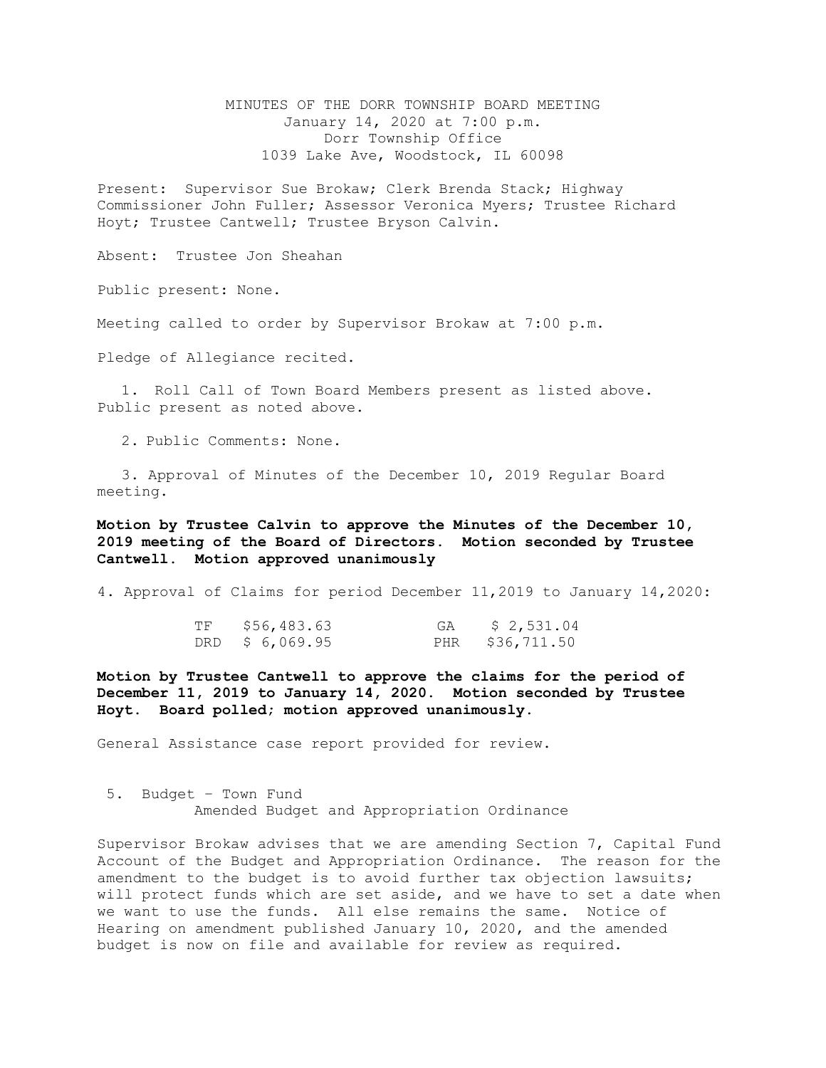MINUTES OF THE DORR TOWNSHIP BOARD MEETING
January 14, 2020 at 7:00 p.m.
Dorr Township Office
1039 Lake Ave, Woodstock, IL 60098

Present: Supervisor Sue Brokaw; Clerk Brenda Stack; Highway Commissioner John Fuller; Assessor Veronica Myers; Trustee Richard Hoyt; Trustee Cantwell; Trustee Bryson Calvin.

Absent: Trustee Jon Sheahan

Public present: None.

Meeting called to order by Supervisor Brokaw at 7:00 p.m.

Pledge of Allegiance recited.

1. Roll Call of Town Board Members present as listed above. Public present as noted above.

2. Public Comments: None.

3. Approval of Minutes of the December 10, 2019 Regular Board meeting.

**Motion by Trustee Calvin to approve the Minutes of the December 10, 2019 meeting of the Board of Directors. Motion seconded by Trustee Cantwell. Motion approved unanimously**

4. Approval of Claims for period December 11,2019 to January 14,2020:

| | | | |
|---|---|---|---|
| TF | $56,483.63 | GA | $ 2,531.04 |
| DRD | $ 6,069.95 | PHR | $36,711.50 |

**Motion by Trustee Cantwell to approve the claims for the period of December 11, 2019 to January 14, 2020. Motion seconded by Trustee Hoyt. Board polled; motion approved unanimously.**

General Assistance case report provided for review.

5. Budget – Town Fund
Amended Budget and Appropriation Ordinance

Supervisor Brokaw advises that we are amending Section 7, Capital Fund Account of the Budget and Appropriation Ordinance. The reason for the amendment to the budget is to avoid further tax objection lawsuits; will protect funds which are set aside, and we have to set a date when we want to use the funds. All else remains the same. Notice of Hearing on amendment published January 10, 2020, and the amended budget is now on file and available for review as required.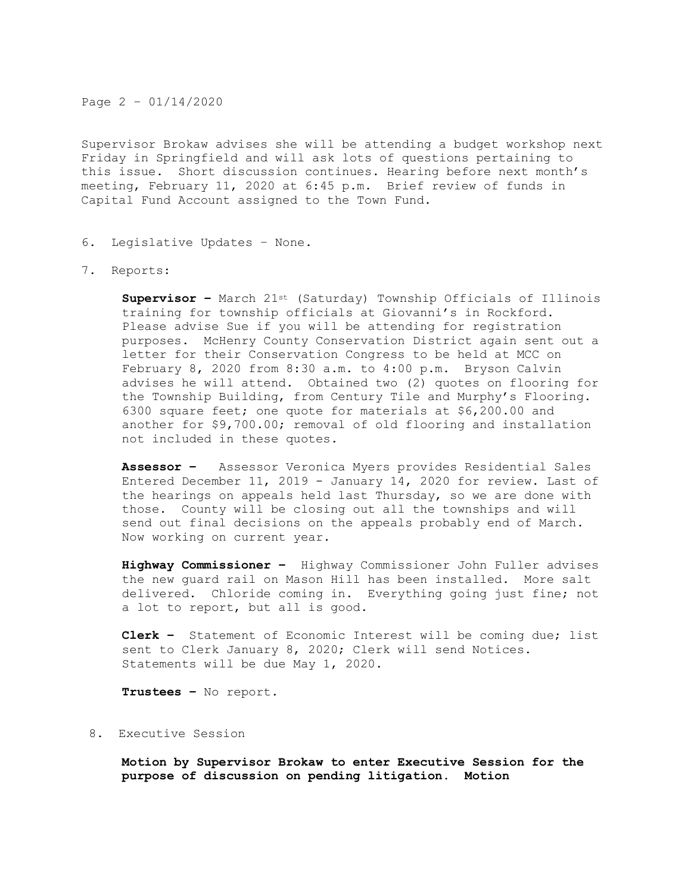Supervisor Brokaw advises she will be attending a budget workshop next Friday in Springfield and will ask lots of questions pertaining to this issue. Short discussion continues. Hearing before next month's meeting, February 11, 2020 at 6:45 p.m. Brief review of funds in Capital Fund Account assigned to the Town Fund.

6. Legislative Updates – None.

7. Reports:

   **Supervisor –** March 21st (Saturday) Township Officials of Illinois training for township officials at Giovanni's in Rockford. Please advise Sue if you will be attending for registration purposes. McHenry County Conservation District again sent out a letter for their Conservation Congress to be held at MCC on February 8, 2020 from 8:30 a.m. to 4:00 p.m. Bryson Calvin advises he will attend. Obtained two (2) quotes on flooring for the Township Building, from Century Tile and Murphy's Flooring. 6300 square feet; one quote for materials at $6,200.00 and another for $9,700.00; removal of old flooring and installation not included in these quotes.

   **Assessor –** Assessor Veronica Myers provides Residential Sales Entered December 11, 2019 - January 14, 2020 for review. Last of the hearings on appeals held last Thursday, so we are done with those. County will be closing out all the townships and will send out final decisions on the appeals probably end of March. Now working on current year.

   **Highway Commissioner –** Highway Commissioner John Fuller advises the new guard rail on Mason Hill has been installed. More salt delivered. Chloride coming in. Everything going just fine; not a lot to report, but all is good.

   **Clerk –** Statement of Economic Interest will be coming due; list sent to Clerk January 8, 2020; Clerk will send Notices. Statements will be due May 1, 2020.

   **Trustees –** No report.

8. Executive Session

   **Motion by Supervisor Brokaw to enter Executive Session for the purpose of discussion on pending litigation. Motion**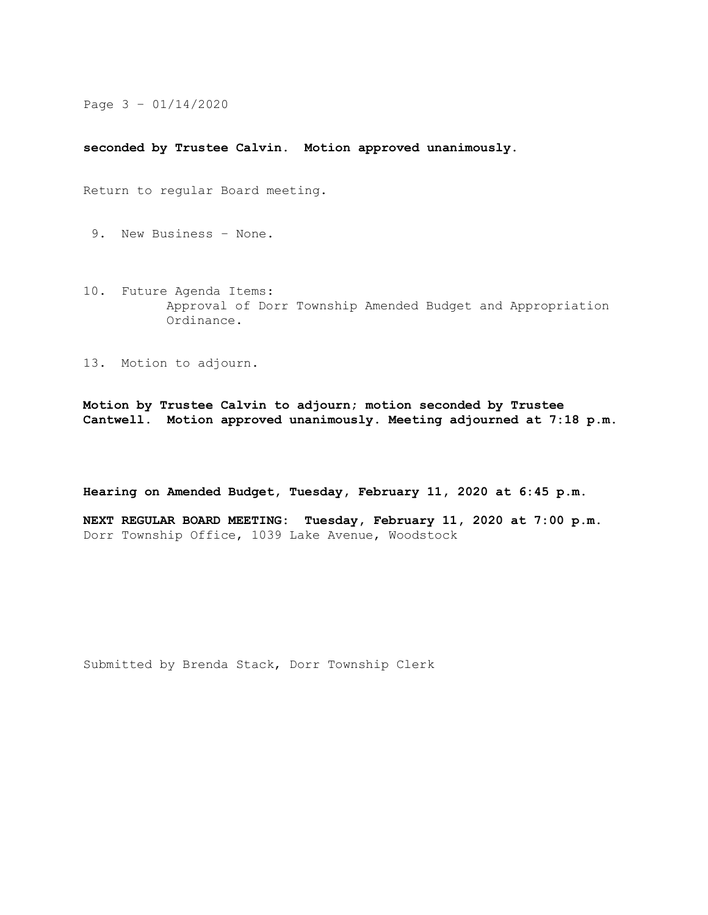**seconded by Trustee Calvin. Motion approved unanimously.**

Return to regular Board meeting.

9. New Business – None.

10. Future Agenda Items:
    Approval of Dorr Township Amended Budget and Appropriation Ordinance.

13. Motion to adjourn.

**Motion by Trustee Calvin to adjourn; motion seconded by Trustee Cantwell. Motion approved unanimously. Meeting adjourned at 7:18 p.m.**

**Hearing on Amended Budget, Tuesday, February 11, 2020 at 6:45 p.m.**

**NEXT REGULAR BOARD MEETING: Tuesday, February 11, 2020 at 7:00 p.m.**
Dorr Township Office, 1039 Lake Avenue, Woodstock

Submitted by Brenda Stack, Dorr Township Clerk